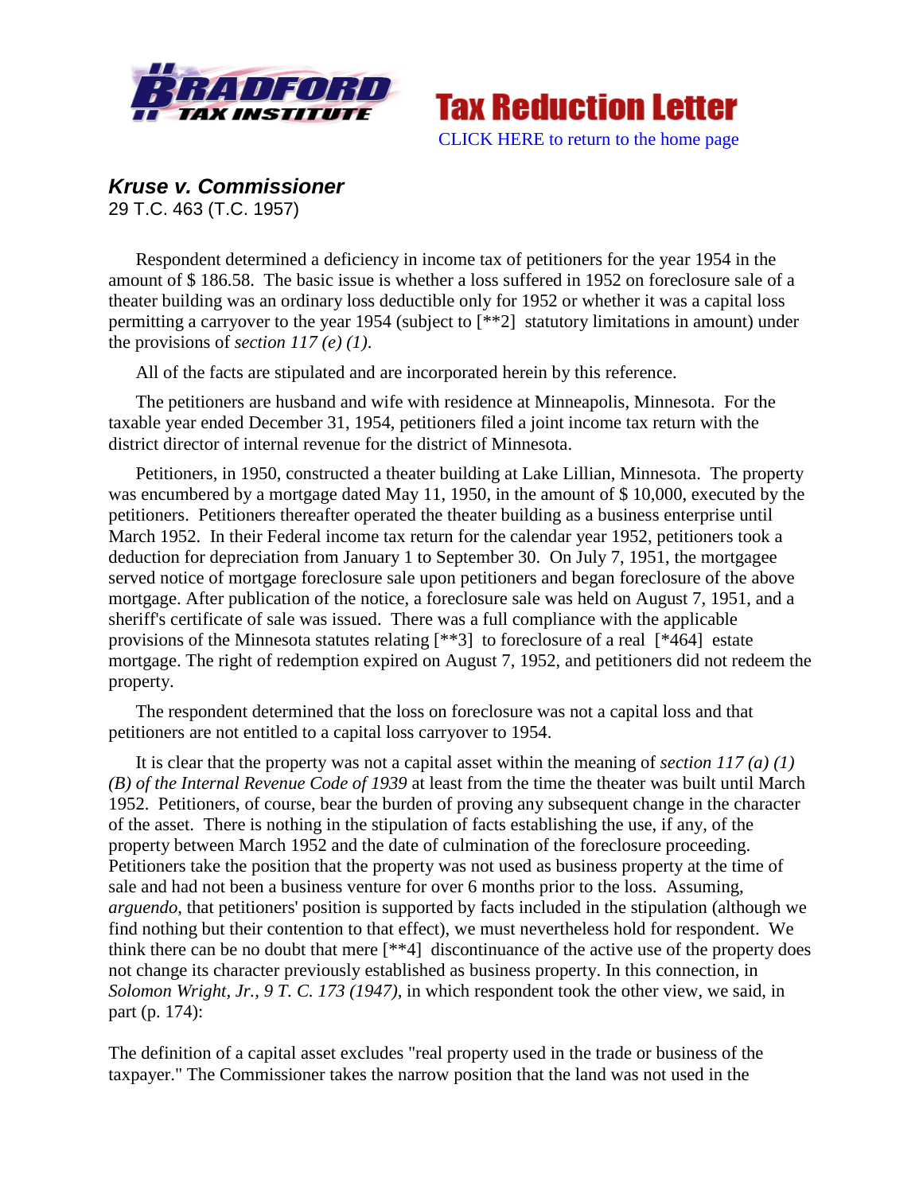# Kruse v. Commissioner

29 T.C. 463 (T.C. 1957)

Respondent determined a deficiency in income tax of petitioners for the year 1954 in the amount of $ 186.58. The basic issue is whether a loss suffered in 1952 on foreclosure sale of a theater building was an ordinary loss deductible only for 1952 or whether it was a capital loss permitting a carryover to the year 1954 (subject to [**2] statutory limitations in amount) under the provisions of *section 117 (e) (1)*.

All of the facts are stipulated and are incorporated herein by this reference.

The petitioners are husband and wife with residence at Minneapolis, Minnesota. For the taxable year ended December 31, 1954, petitioners filed a joint income tax return with the district director of internal revenue for the district of Minnesota.

Petitioners, in 1950, constructed a theater building at Lake Lillian, Minnesota. The property was encumbered by a mortgage dated May 11, 1950, in the amount of $ 10,000, executed by the petitioners. Petitioners thereafter operated the theater building as a business enterprise until March 1952. In their Federal income tax return for the calendar year 1952, petitioners took a deduction for depreciation from January 1 to September 30. On July 7, 1951, the mortgagee served notice of mortgage foreclosure sale upon petitioners and began foreclosure of the above mortgage. After publication of the notice, a foreclosure sale was held on August 7, 1951, and a sheriff's certificate of sale was issued. There was a full compliance with the applicable provisions of the Minnesota statutes relating [**3] to foreclosure of a real [*464] estate mortgage. The right of redemption expired on August 7, 1952, and petitioners did not redeem the property.

The respondent determined that the loss on foreclosure was not a capital loss and that petitioners are not entitled to a capital loss carryover to 1954.

It is clear that the property was not a capital asset within the meaning of *section 117 (a) (1) (B) of the Internal Revenue Code of 1939* at least from the time the theater was built until March 1952. Petitioners, of course, bear the burden of proving any subsequent change in the character of the asset. There is nothing in the stipulation of facts establishing the use, if any, of the property between March 1952 and the date of culmination of the foreclosure proceeding. Petitioners take the position that the property was not used as business property at the time of sale and had not been a business venture for over 6 months prior to the loss. Assuming, *arguendo*, that petitioners' position is supported by facts included in the stipulation (although we find nothing but their contention to that effect), we must nevertheless hold for respondent. We think there can be no doubt that mere [**4] discontinuance of the active use of the property does not change its character previously established as business property. In this connection, in *Solomon Wright, Jr., 9 T. C. 173 (1947)*, in which respondent took the other view, we said, in part (p. 174):

The definition of a capital asset excludes "real property used in the trade or business of the taxpayer." The Commissioner takes the narrow position that the land was not used in the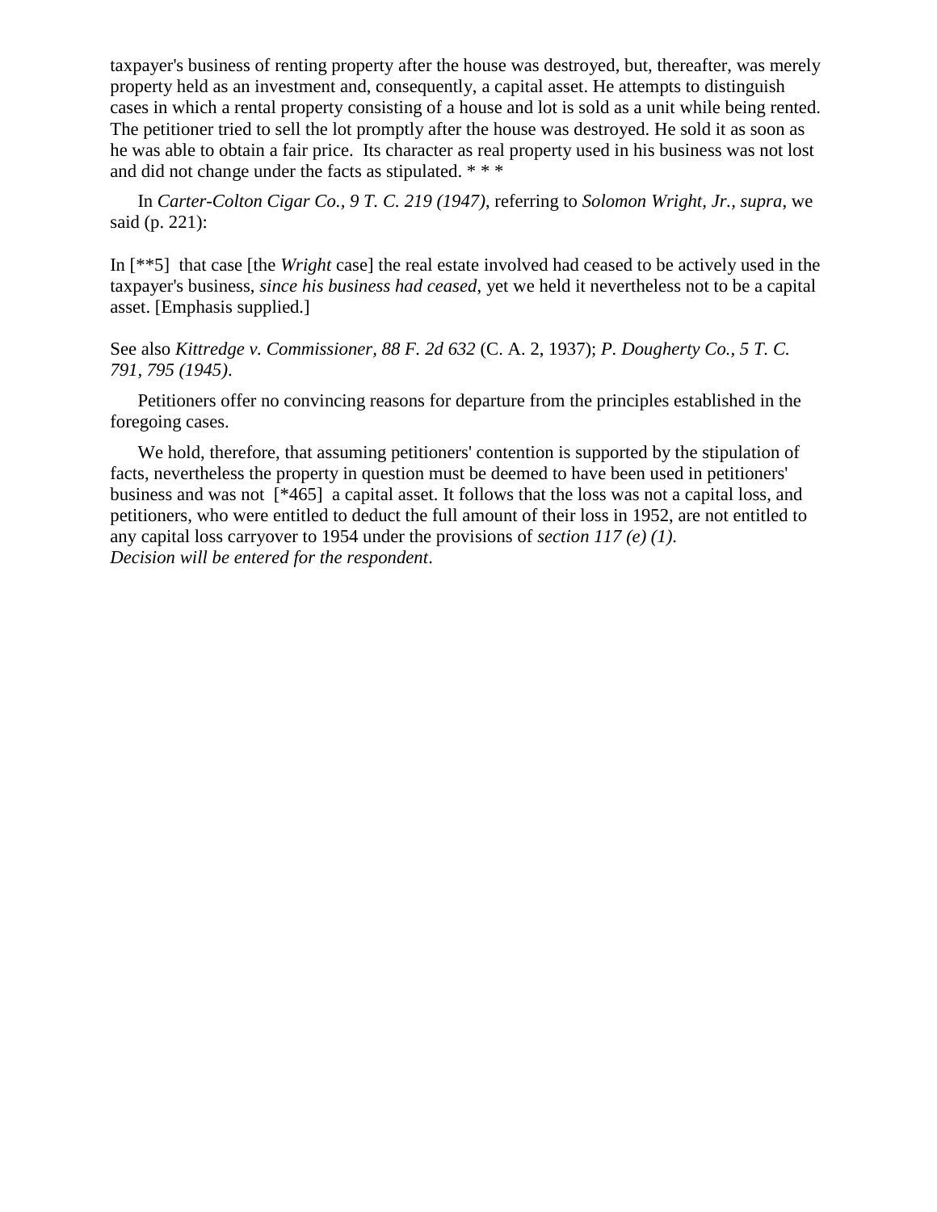taxpayer's business of renting property after the house was destroyed, but, thereafter, was merely property held as an investment and, consequently, a capital asset. He attempts to distinguish cases in which a rental property consisting of a house and lot is sold as a unit while being rented. The petitioner tried to sell the lot promptly after the house was destroyed. He sold it as soon as he was able to obtain a fair price. Its character as real property used in his business was not lost and did not change under the facts as stipulated. * * *

In *Carter-Colton Cigar Co., 9 T. C. 219 (1947)*, referring to *Solomon Wright, Jr., supra*, we said (p. 221):

In [**5] that case [the *Wright* case] the real estate involved had ceased to be actively used in the taxpayer's business, *since his business had ceased*, yet we held it nevertheless not to be a capital asset. [Emphasis supplied.]

See also *Kittredge v. Commissioner, 88 F. 2d 632* (C. A. 2, 1937); *P. Dougherty Co., 5 T. C. 791, 795 (1945)*.

Petitioners offer no convincing reasons for departure from the principles established in the foregoing cases.

We hold, therefore, that assuming petitioners' contention is supported by the stipulation of facts, nevertheless the property in question must be deemed to have been used in petitioners' business and was not [*465] a capital asset. It follows that the loss was not a capital loss, and petitioners, who were entitled to deduct the full amount of their loss in 1952, are not entitled to any capital loss carryover to 1954 under the provisions of *section 117 (e) (1)*.

*Decision will be entered for the respondent*.